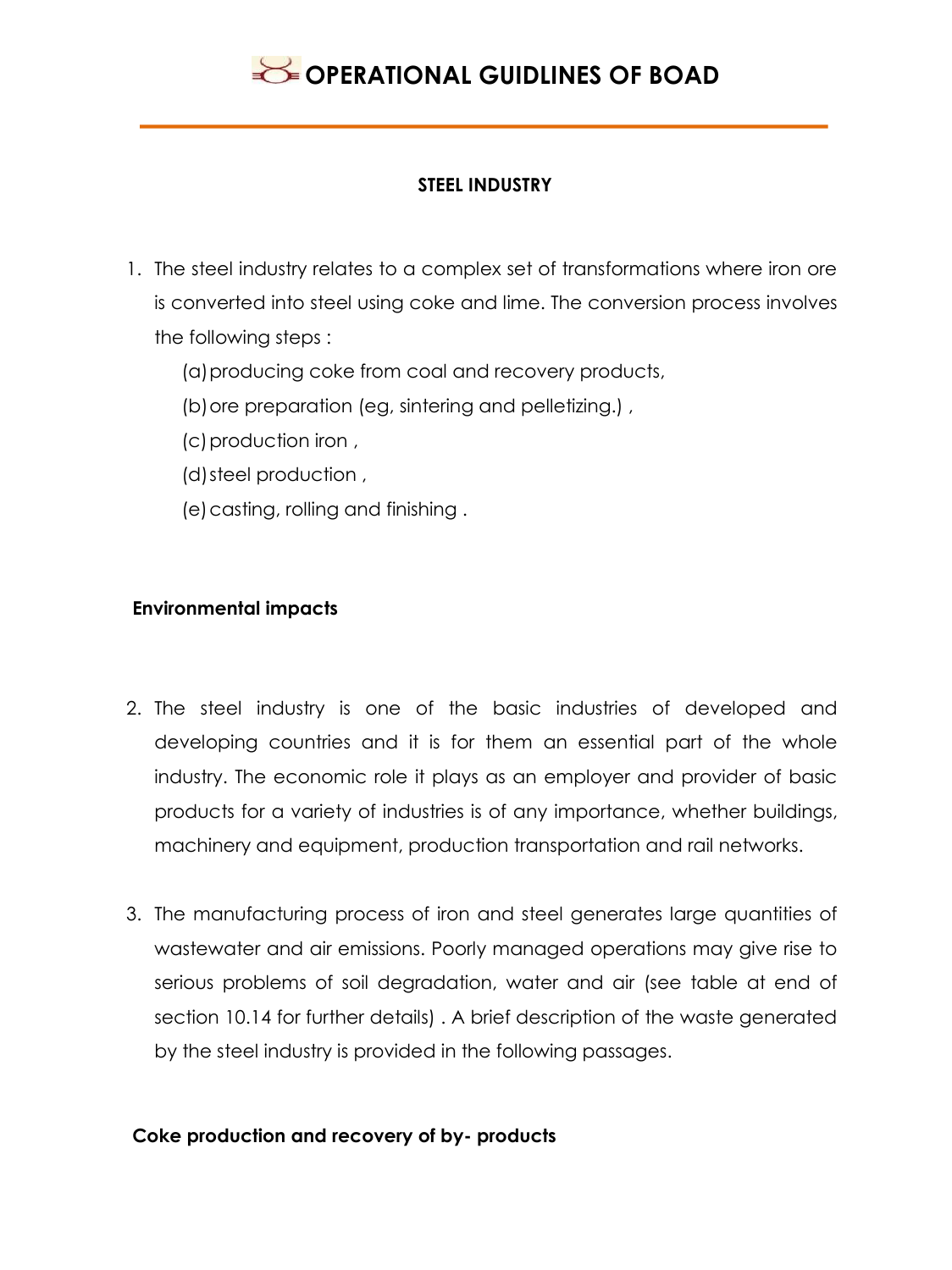# OPERATIONAL GUIDLINES OF BOAD

## STEEL INDUSTRY

1. The steel industry relates to a complex set of transformations where iron ore is converted into steel using coke and lime. The conversion process involves the following steps :
   (a) producing coke from coal and recovery products,
   (b) ore preparation (eg, sintering and pelletizing.) ,
   (c) production iron ,
   (d) steel production ,
   (e) casting, rolling and finishing .

### Environmental impacts

2. The steel industry is one of the basic industries of developed and developing countries and it is for them an essential part of the whole industry. The economic role it plays as an employer and provider of basic products for a variety of industries is of any importance, whether buildings, machinery and equipment, production transportation and rail networks.

3. The manufacturing process of iron and steel generates large quantities of wastewater and air emissions. Poorly managed operations may give rise to serious problems of soil degradation, water and air (see table at end of section 10.14 for further details) . A brief description of the waste generated by the steel industry is provided in the following passages.

### Coke production and recovery of by- products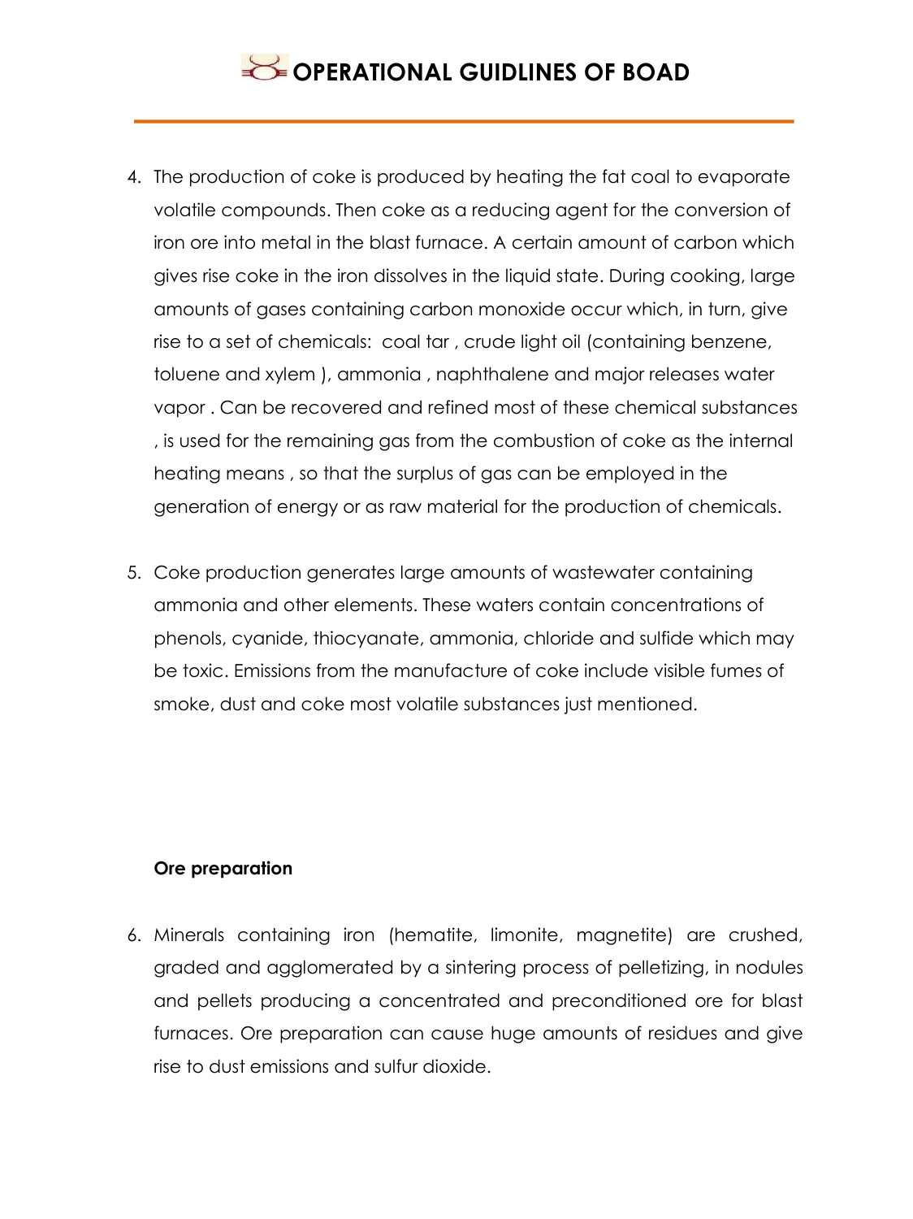4. The production of coke is produced by heating the fat coal to evaporate volatile compounds. Then coke as a reducing agent for the conversion of iron ore into metal in the blast furnace. A certain amount of carbon which gives rise coke in the iron dissolves in the liquid state. During cooking, large amounts of gases containing carbon monoxide occur which, in turn, give rise to a set of chemicals: coal tar , crude light oil (containing benzene, toluene and xylem ), ammonia , naphthalene and major releases water vapor . Can be recovered and refined most of these chemical substances , is used for the remaining gas from the combustion of coke as the internal heating means , so that the surplus of gas can be employed in the generation of energy or as raw material for the production of chemicals.

5. Coke production generates large amounts of wastewater containing ammonia and other elements. These waters contain concentrations of phenols, cyanide, thiocyanate, ammonia, chloride and sulfide which may be toxic. Emissions from the manufacture of coke include visible fumes of smoke, dust and coke most volatile substances just mentioned.

**Ore preparation**

6. Minerals containing iron (hematite, limonite, magnetite) are crushed, graded and agglomerated by a sintering process of pelletizing, in nodules and pellets producing a concentrated and preconditioned ore for blast furnaces. Ore preparation can cause huge amounts of residues and give rise to dust emissions and sulfur dioxide.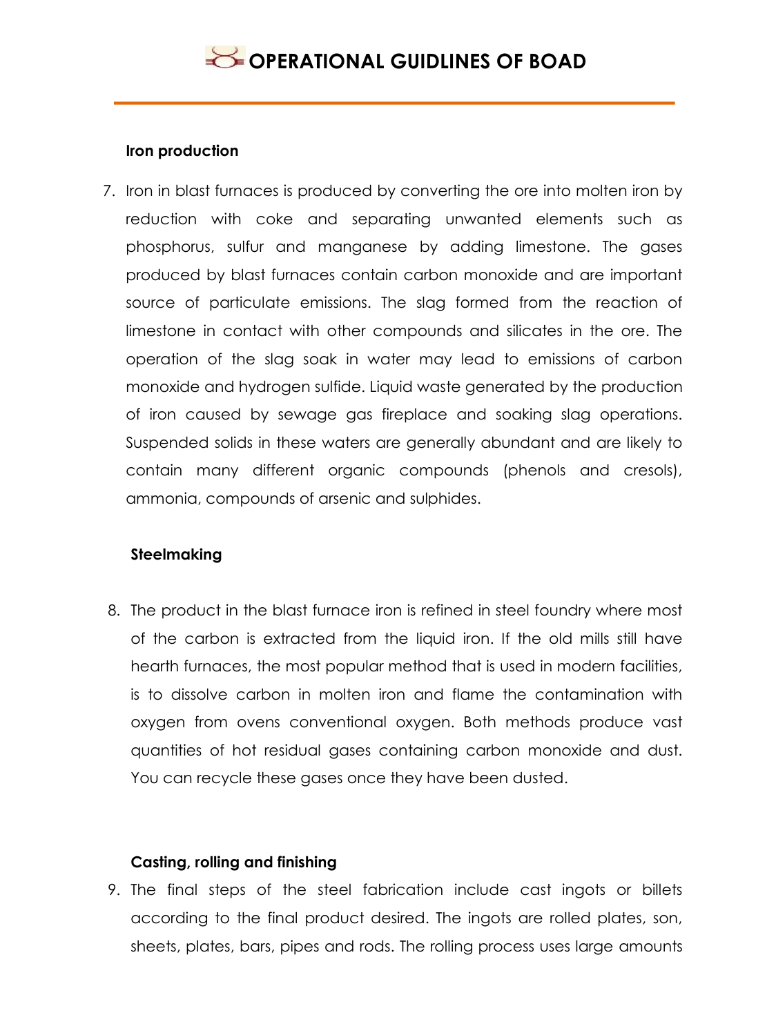**Iron production**

7. Iron in blast furnaces is produced by converting the ore into molten iron by reduction with coke and separating unwanted elements such as phosphorus, sulfur and manganese by adding limestone. The gases produced by blast furnaces contain carbon monoxide and are important source of particulate emissions. The slag formed from the reaction of limestone in contact with other compounds and silicates in the ore. The operation of the slag soak in water may lead to emissions of carbon monoxide and hydrogen sulfide. Liquid waste generated by the production of iron caused by sewage gas fireplace and soaking slag operations. Suspended solids in these waters are generally abundant and are likely to contain many different organic compounds (phenols and cresols), ammonia, compounds of arsenic and sulphides.

**Steelmaking**

8. The product in the blast furnace iron is refined in steel foundry where most of the carbon is extracted from the liquid iron. If the old mills still have hearth furnaces, the most popular method that is used in modern facilities, is to dissolve carbon in molten iron and flame the contamination with oxygen from ovens conventional oxygen. Both methods produce vast quantities of hot residual gases containing carbon monoxide and dust. You can recycle these gases once they have been dusted.

**Casting, rolling and finishing**

9. The final steps of the steel fabrication include cast ingots or billets according to the final product desired. The ingots are rolled plates, son, sheets, plates, bars, pipes and rods. The rolling process uses large amounts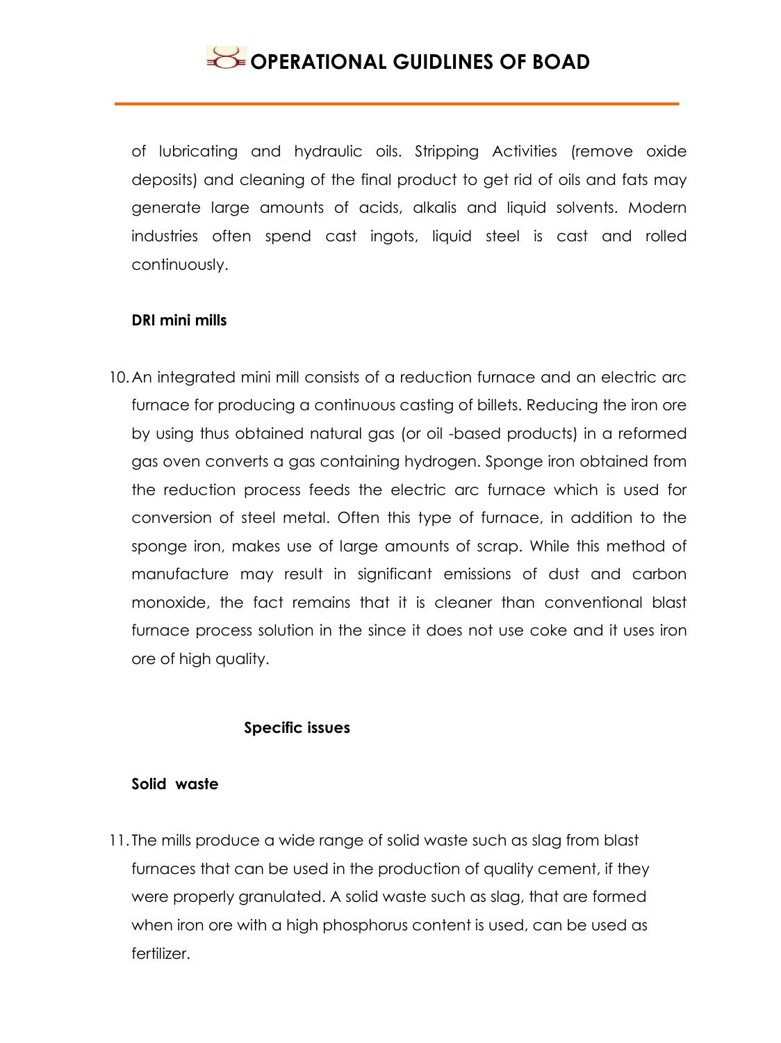of lubricating and hydraulic oils. Stripping Activities (remove oxide deposits) and cleaning of the final product to get rid of oils and fats may generate large amounts of acids, alkalis and liquid solvents. Modern industries often spend cast ingots, liquid steel is cast and rolled continuously.

**DRI mini mills**

10. An integrated mini mill consists of a reduction furnace and an electric arc furnace for producing a continuous casting of billets. Reducing the iron ore by using thus obtained natural gas (or oil -based products) in a reformed gas oven converts a gas containing hydrogen. Sponge iron obtained from the reduction process feeds the electric arc furnace which is used for conversion of steel metal. Often this type of furnace, in addition to the sponge iron, makes use of large amounts of scrap. While this method of manufacture may result in significant emissions of dust and carbon monoxide, the fact remains that it is cleaner than conventional blast furnace process solution in the since it does not use coke and it uses iron ore of high quality.

**Specific issues**

**Solid waste**

11. The mills produce a wide range of solid waste such as slag from blast furnaces that can be used in the production of quality cement, if they were properly granulated. A solid waste such as slag, that are formed when iron ore with a high phosphorus content is used, can be used as fertilizer.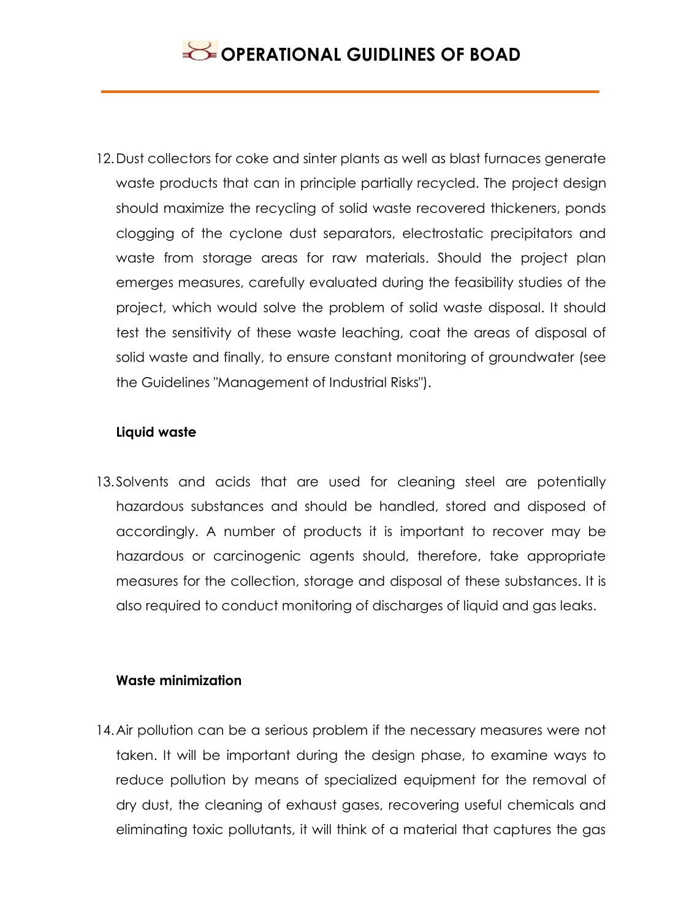12. Dust collectors for coke and sinter plants as well as blast furnaces generate waste products that can in principle partially recycled. The project design should maximize the recycling of solid waste recovered thickeners, ponds clogging of the cyclone dust separators, electrostatic precipitators and waste from storage areas for raw materials. Should the project plan emerges measures, carefully evaluated during the feasibility studies of the project, which would solve the problem of solid waste disposal. It should test the sensitivity of these waste leaching, coat the areas of disposal of solid waste and finally, to ensure constant monitoring of groundwater (see the Guidelines "Management of Industrial Risks").

**Liquid waste**

13. Solvents and acids that are used for cleaning steel are potentially hazardous substances and should be handled, stored and disposed of accordingly. A number of products it is important to recover may be hazardous or carcinogenic agents should, therefore, take appropriate measures for the collection, storage and disposal of these substances. It is also required to conduct monitoring of discharges of liquid and gas leaks.

**Waste minimization**

14. Air pollution can be a serious problem if the necessary measures were not taken. It will be important during the design phase, to examine ways to reduce pollution by means of specialized equipment for the removal of dry dust, the cleaning of exhaust gases, recovering useful chemicals and eliminating toxic pollutants, it will think of a material that captures the gas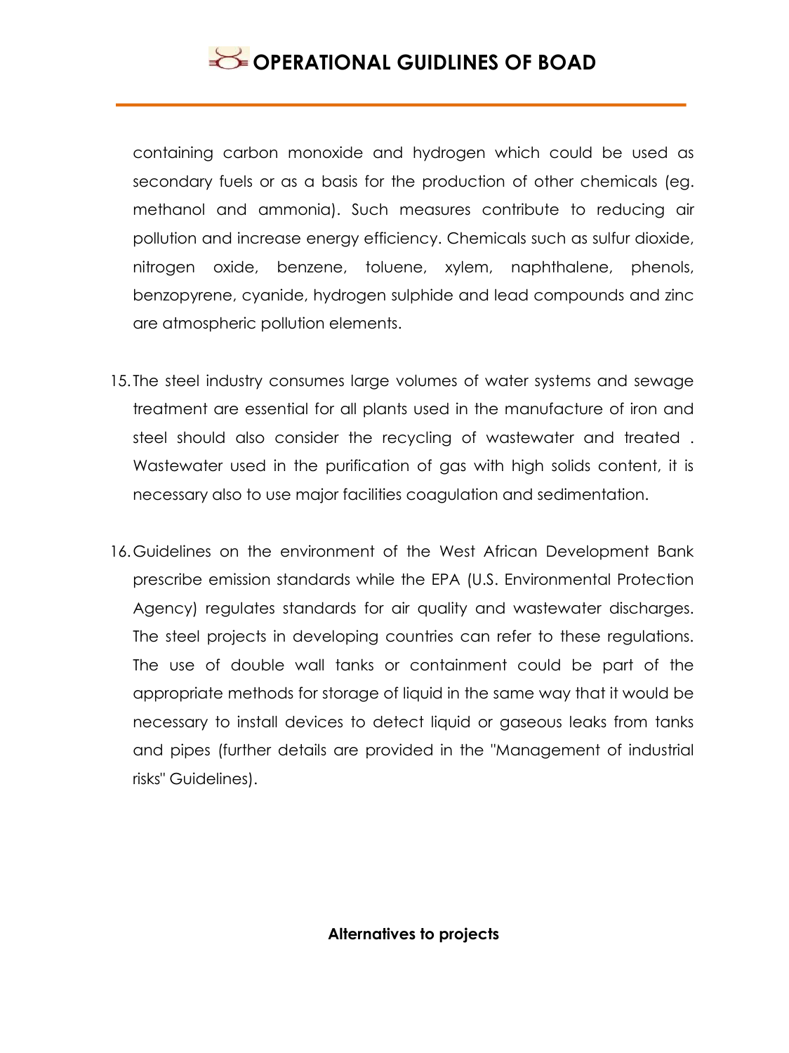containing carbon monoxide and hydrogen which could be used as secondary fuels or as a basis for the production of other chemicals (eg. methanol and ammonia). Such measures contribute to reducing air pollution and increase energy efficiency. Chemicals such as sulfur dioxide, nitrogen oxide, benzene, toluene, xylem, naphthalene, phenols, benzopyrene, cyanide, hydrogen sulphide and lead compounds and zinc are atmospheric pollution elements.

15. The steel industry consumes large volumes of water systems and sewage treatment are essential for all plants used in the manufacture of iron and steel should also consider the recycling of wastewater and treated . Wastewater used in the purification of gas with high solids content, it is necessary also to use major facilities coagulation and sedimentation.

16. Guidelines on the environment of the West African Development Bank prescribe emission standards while the EPA (U.S. Environmental Protection Agency) regulates standards for air quality and wastewater discharges. The steel projects in developing countries can refer to these regulations. The use of double wall tanks or containment could be part of the appropriate methods for storage of liquid in the same way that it would be necessary to install devices to detect liquid or gaseous leaks from tanks and pipes (further details are provided in the "Management of industrial risks" Guidelines).

**Alternatives to projects**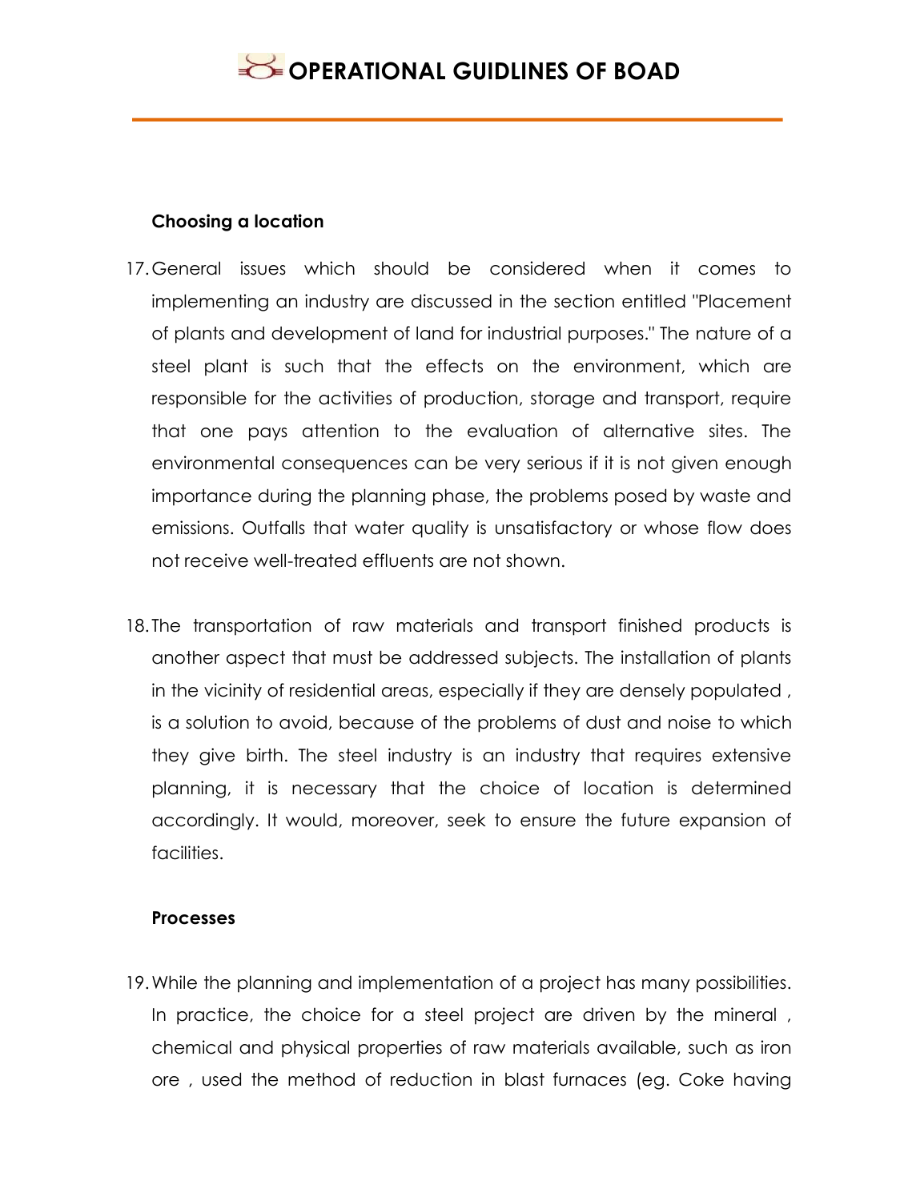### Choosing a location

17. General issues which should be considered when it comes to implementing an industry are discussed in the section entitled "Placement of plants and development of land for industrial purposes." The nature of a steel plant is such that the effects on the environment, which are responsible for the activities of production, storage and transport, require that one pays attention to the evaluation of alternative sites. The environmental consequences can be very serious if it is not given enough importance during the planning phase, the problems posed by waste and emissions. Outfalls that water quality is unsatisfactory or whose flow does not receive well-treated effluents are not shown.

18. The transportation of raw materials and transport finished products is another aspect that must be addressed subjects. The installation of plants in the vicinity of residential areas, especially if they are densely populated , is a solution to avoid, because of the problems of dust and noise to which they give birth. The steel industry is an industry that requires extensive planning, it is necessary that the choice of location is determined accordingly. It would, moreover, seek to ensure the future expansion of facilities.

### Processes

19. While the planning and implementation of a project has many possibilities. In practice, the choice for a steel project are driven by the mineral , chemical and physical properties of raw materials available, such as iron ore , used the method of reduction in blast furnaces (eg. Coke having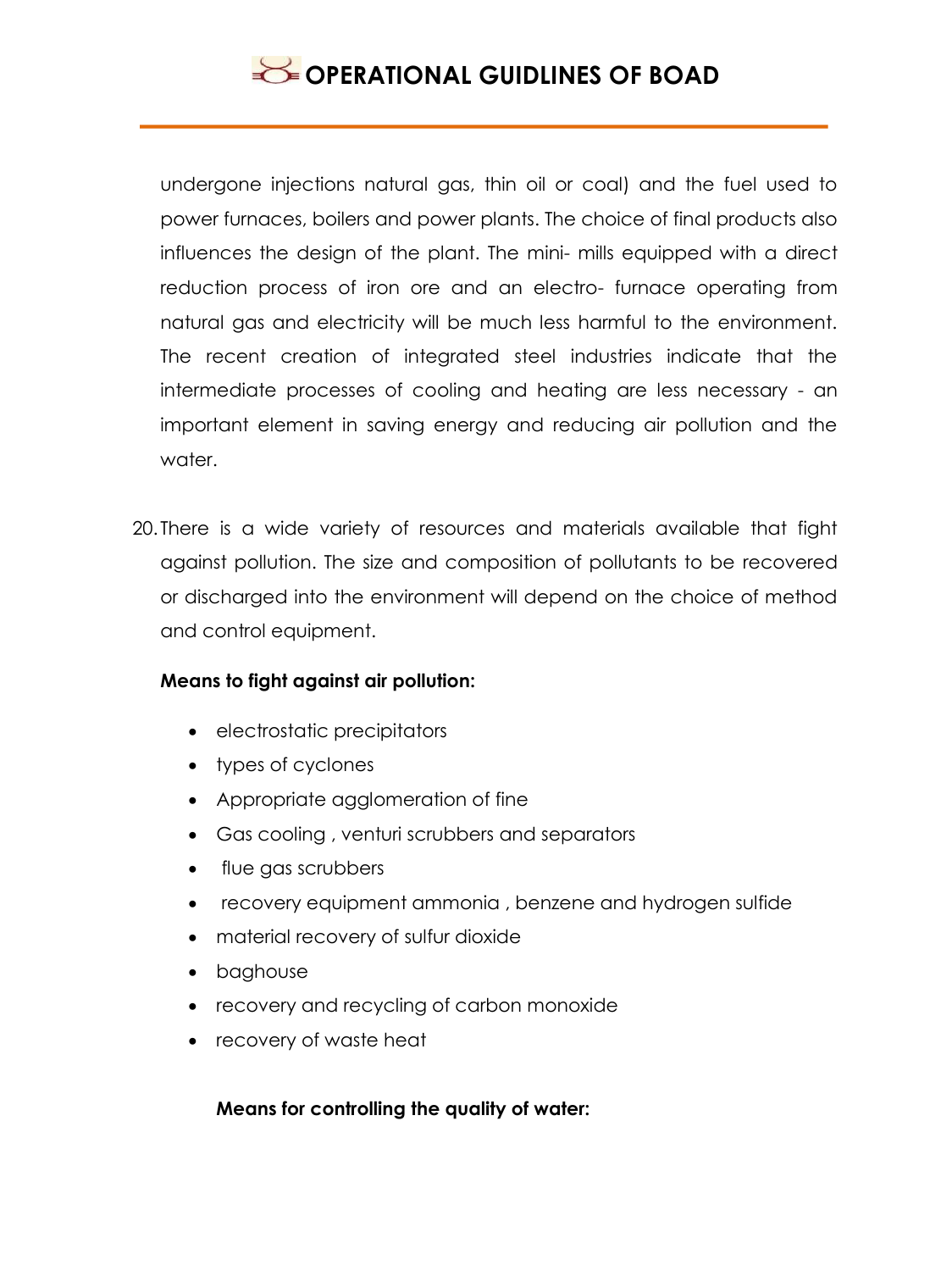undergone injections natural gas, thin oil or coal) and the fuel used to power furnaces, boilers and power plants. The choice of final products also influences the design of the plant. The mini- mills equipped with a direct reduction process of iron ore and an electro- furnace operating from natural gas and electricity will be much less harmful to the environment. The recent creation of integrated steel industries indicate that the intermediate processes of cooling and heating are less necessary - an important element in saving energy and reducing air pollution and the water.

20. There is a wide variety of resources and materials available that fight against pollution. The size and composition of pollutants to be recovered or discharged into the environment will depend on the choice of method and control equipment.

**Means to fight against air pollution:**

- electrostatic precipitators
- types of cyclones
- Appropriate agglomeration of fine
- Gas cooling , venturi scrubbers and separators
- flue gas scrubbers
- recovery equipment ammonia , benzene and hydrogen sulfide
- material recovery of sulfur dioxide
- baghouse
- recovery and recycling of carbon monoxide
- recovery of waste heat

**Means for controlling the quality of water:**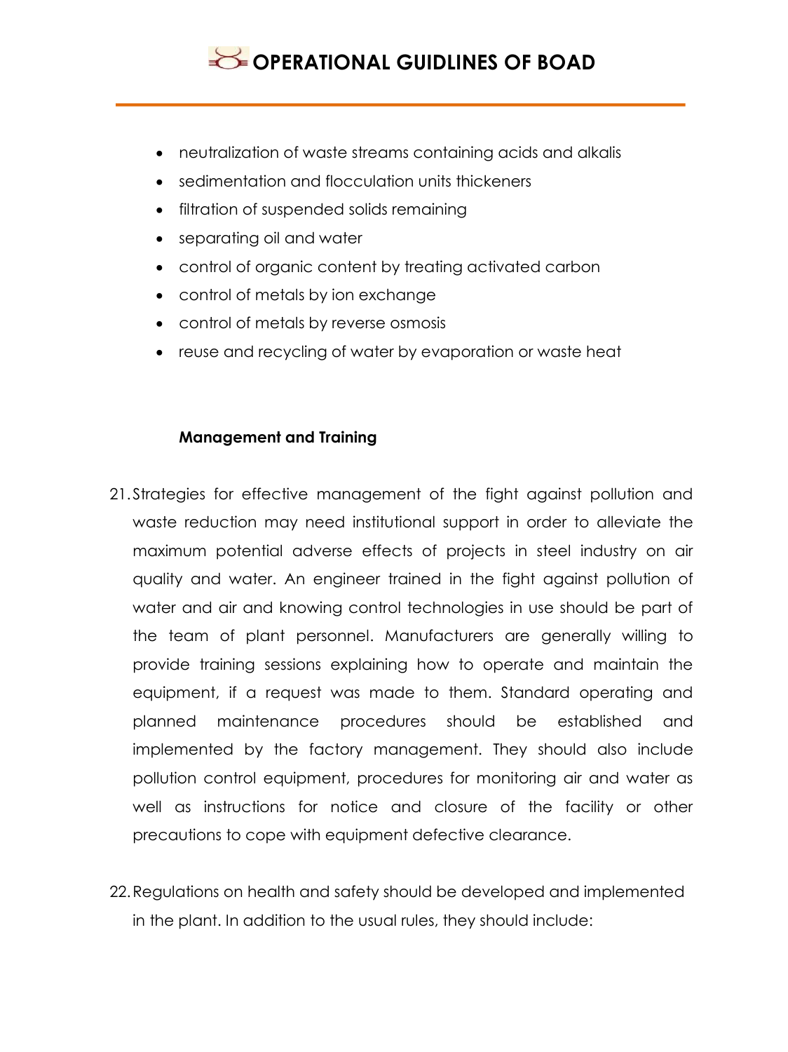- neutralization of waste streams containing acids and alkalis
- sedimentation and flocculation units thickeners
- filtration of suspended solids remaining
- separating oil and water
- control of organic content by treating activated carbon
- control of metals by ion exchange
- control of metals by reverse osmosis
- reuse and recycling of water by evaporation or waste heat

**Management and Training**

21. Strategies for effective management of the fight against pollution and waste reduction may need institutional support in order to alleviate the maximum potential adverse effects of projects in steel industry on air quality and water. An engineer trained in the fight against pollution of water and air and knowing control technologies in use should be part of the team of plant personnel. Manufacturers are generally willing to provide training sessions explaining how to operate and maintain the equipment, if a request was made to them. Standard operating and planned maintenance procedures should be established and implemented by the factory management. They should also include pollution control equipment, procedures for monitoring air and water as well as instructions for notice and closure of the facility or other precautions to cope with equipment defective clearance.

22. Regulations on health and safety should be developed and implemented in the plant. In addition to the usual rules, they should include: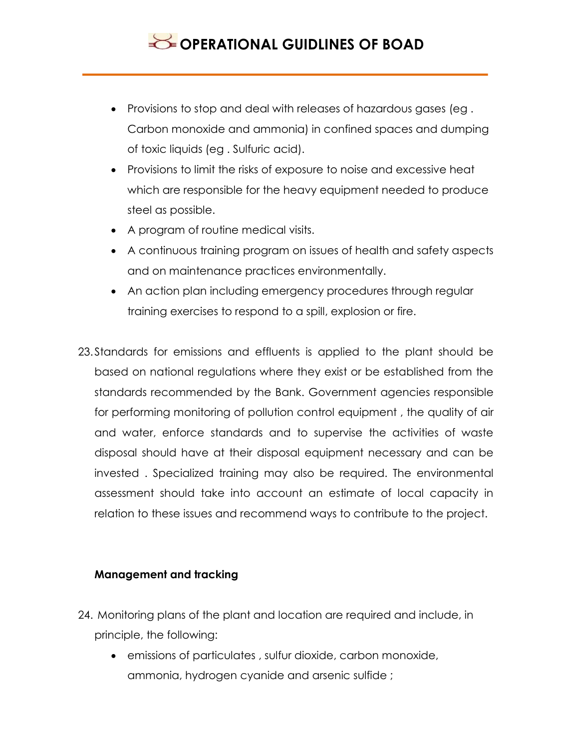- Provisions to stop and deal with releases of hazardous gases (eg . Carbon monoxide and ammonia) in confined spaces and dumping of toxic liquids (eg . Sulfuric acid).
- Provisions to limit the risks of exposure to noise and excessive heat which are responsible for the heavy equipment needed to produce steel as possible.
- A program of routine medical visits.
- A continuous training program on issues of health and safety aspects and on maintenance practices environmentally.
- An action plan including emergency procedures through regular training exercises to respond to a spill, explosion or fire.

23. Standards for emissions and effluents is applied to the plant should be based on national regulations where they exist or be established from the standards recommended by the Bank. Government agencies responsible for performing monitoring of pollution control equipment , the quality of air and water, enforce standards and to supervise the activities of waste disposal should have at their disposal equipment necessary and can be invested . Specialized training may also be required. The environmental assessment should take into account an estimate of local capacity in relation to these issues and recommend ways to contribute to the project.

**Management and tracking**

24. Monitoring plans of the plant and location are required and include, in principle, the following:
    - emissions of particulates , sulfur dioxide, carbon monoxide, ammonia, hydrogen cyanide and arsenic sulfide ;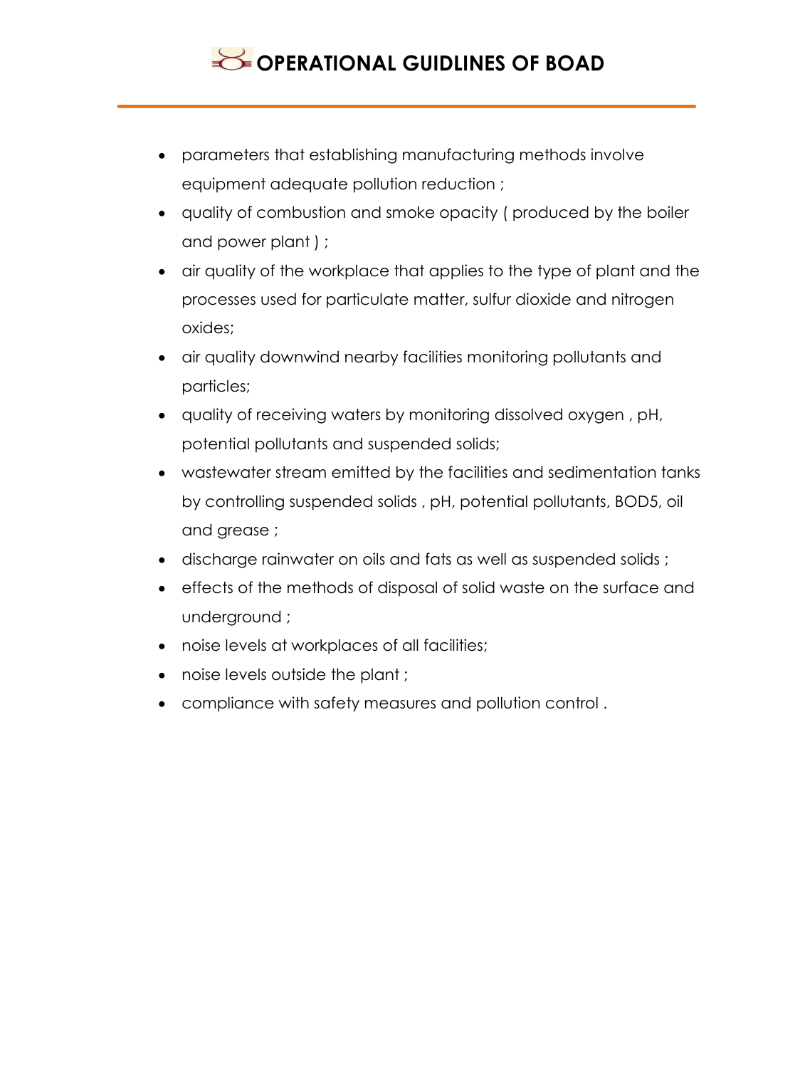- parameters that establishing manufacturing methods involve equipment adequate pollution reduction ;
- quality of combustion and smoke opacity ( produced by the boiler and power plant ) ;
- air quality of the workplace that applies to the type of plant and the processes used for particulate matter, sulfur dioxide and nitrogen oxides;
- air quality downwind nearby facilities monitoring pollutants and particles;
- quality of receiving waters by monitoring dissolved oxygen , pH, potential pollutants and suspended solids;
- wastewater stream emitted by the facilities and sedimentation tanks by controlling suspended solids , pH, potential pollutants, $BOD_5$, oil and grease ;
- discharge rainwater on oils and fats as well as suspended solids ;
- effects of the methods of disposal of solid waste on the surface and underground ;
- noise levels at workplaces of all facilities;
- noise levels outside the plant ;
- compliance with safety measures and pollution control .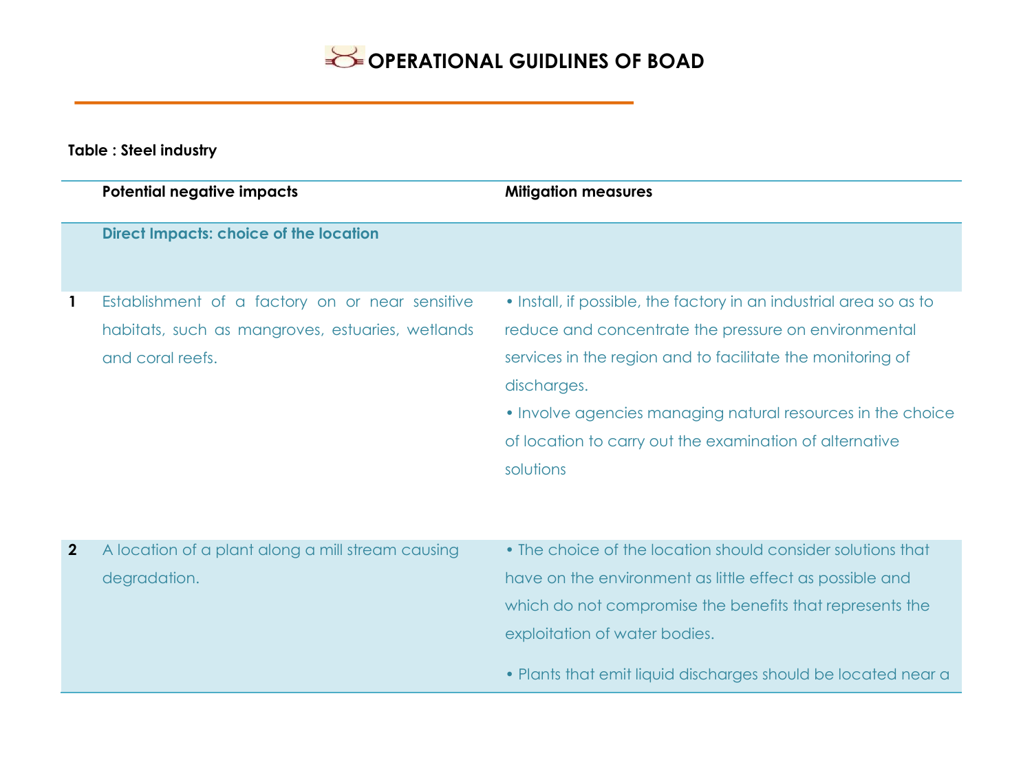**Table : Steel industry**

| | Potential negative impacts | Mitigation measures |
|---|---|---|
| | **Direct Impacts: choice of the location** | |
| **1** | Establishment of a factory on or near sensitive habitats, such as mangroves, estuaries, wetlands and coral reefs. | • Install, if possible, the factory in an industrial area so as to reduce and concentrate the pressure on environmental services in the region and to facilitate the monitoring of discharges.<br>• Involve agencies managing natural resources in the choice of location to carry out the examination of alternative solutions |
| **2** | A location of a plant along a mill stream causing degradation. | • The choice of the location should consider solutions that have on the environment as little effect as possible and which do not compromise the benefits that represents the exploitation of water bodies.<br>• Plants that emit liquid discharges should be located near a |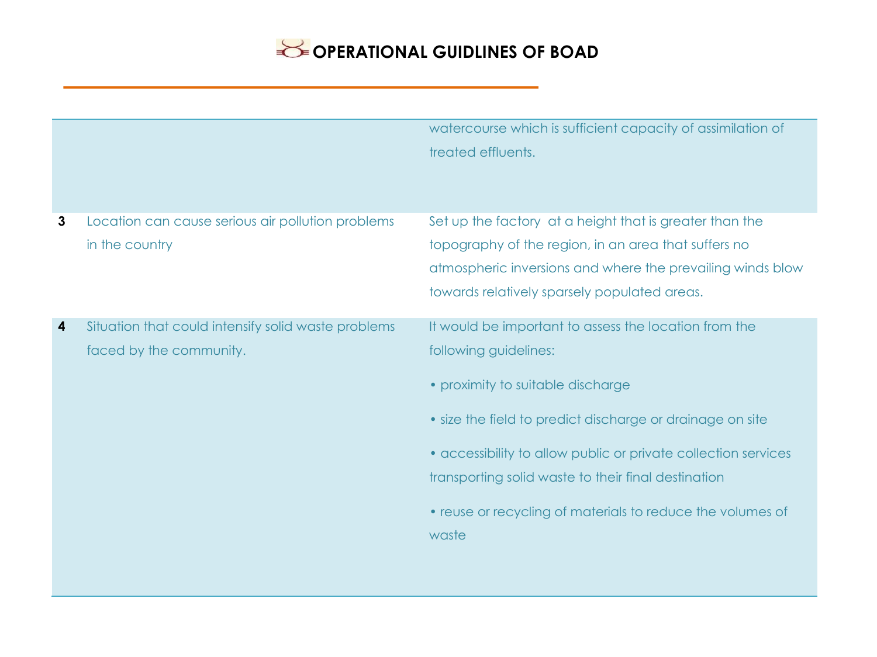|  |  |  |
|---|---|---|
|  |  | watercourse which is sufficient capacity of assimilation of treated effluents. |
| **3** | Location can cause serious air pollution problems in the country | Set up the factory at a height that is greater than the topography of the region, in an area that suffers no atmospheric inversions and where the prevailing winds blow towards relatively sparsely populated areas. |
| **4** | Situation that could intensify solid waste problems faced by the community. | It would be important to assess the location from the following guidelines:<br>• proximity to suitable discharge<br>• size the field to predict discharge or drainage on site<br>• accessibility to allow public or private collection services transporting solid waste to their final destination<br>• reuse or recycling of materials to reduce the volumes of waste |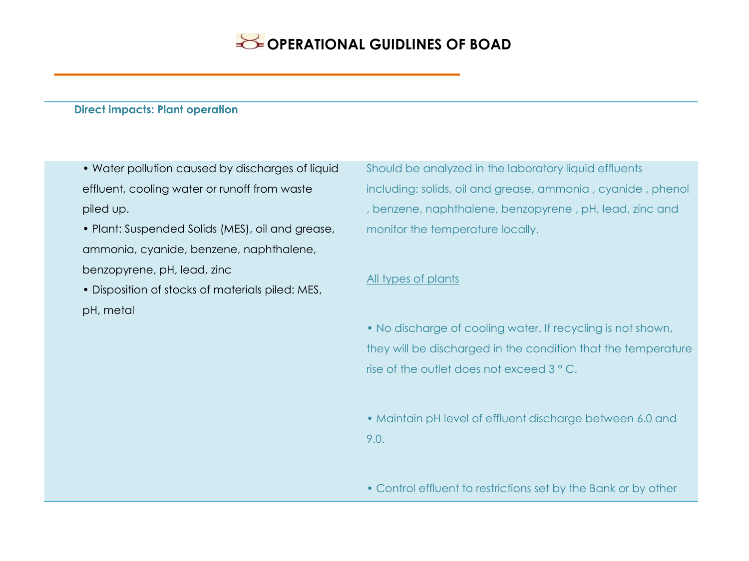**Direct impacts: Plant operation**

| | |
|---|---|
| • Water pollution caused by discharges of liquid effluent, cooling water or runoff from waste piled up.<br>• Plant: Suspended Solids (MES), oil and grease, ammonia, cyanide, benzene, naphthalene, benzopyrene, pH, lead, zinc<br>• Disposition of stocks of materials piled: MES, pH, metal | Should be analyzed in the laboratory liquid effluents including: solids, oil and grease, ammonia , cyanide , phenol , benzene, naphthalene, benzopyrene , pH, lead, zinc and monitor the temperature locally.<br><br><u>All types of plants</u><br><br>• No discharge of cooling water. If recycling is not shown, they will be discharged in the condition that the temperature rise of the outlet does not exceed 3 ° C.<br><br>• Maintain pH level of effluent discharge between 6.0 and 9.0.<br><br>• Control effluent to restrictions set by the Bank or by other |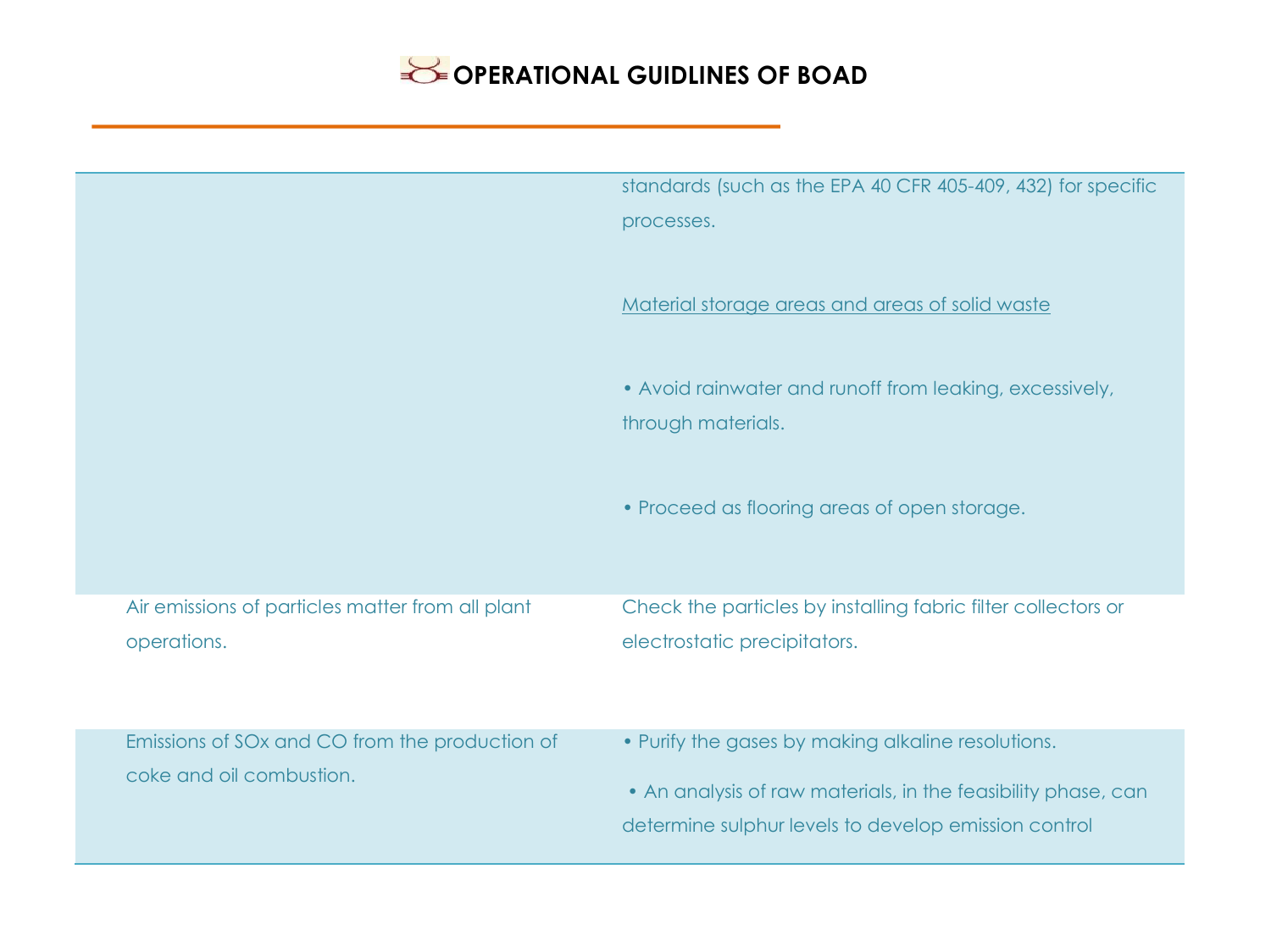| | |
|---|---|
| | standards (such as the EPA 40 CFR 405-409, 432) for specific processes.<br><br><u>Material storage areas and areas of solid waste</u><br><br>• Avoid rainwater and runoff from leaking, excessively, through materials.<br><br>• Proceed as flooring areas of open storage. |
| Air emissions of particles matter from all plant operations. | Check the particles by installing fabric filter collectors or electrostatic precipitators. |
| Emissions of SOx and CO from the production of coke and oil combustion. | • Purify the gases by making alkaline resolutions.<br>• An analysis of raw materials, in the feasibility phase, can determine sulphur levels to develop emission control |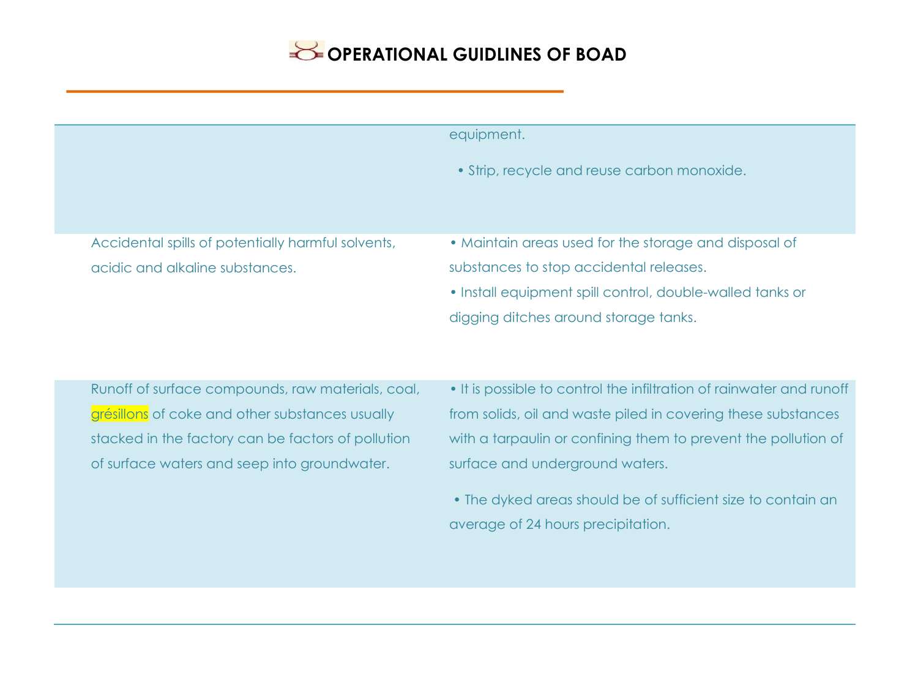| | |
|---|---|
| | equipment.<br><br>• Strip, recycle and reuse carbon monoxide. |
| Accidental spills of potentially harmful solvents, acidic and alkaline substances. | • Maintain areas used for the storage and disposal of substances to stop accidental releases.<br>• Install equipment spill control, double-walled tanks or digging ditches around storage tanks. |
| Runoff of surface compounds, raw materials, coal, grésillons of coke and other substances usually stacked in the factory can be factors of pollution of surface waters and seep into groundwater. | • It is possible to control the infiltration of rainwater and runoff from solids, oil and waste piled in covering these substances with a tarpaulin or confining them to prevent the pollution of surface and underground waters.<br><br>• The dyked areas should be of sufficient size to contain an average of 24 hours precipitation. |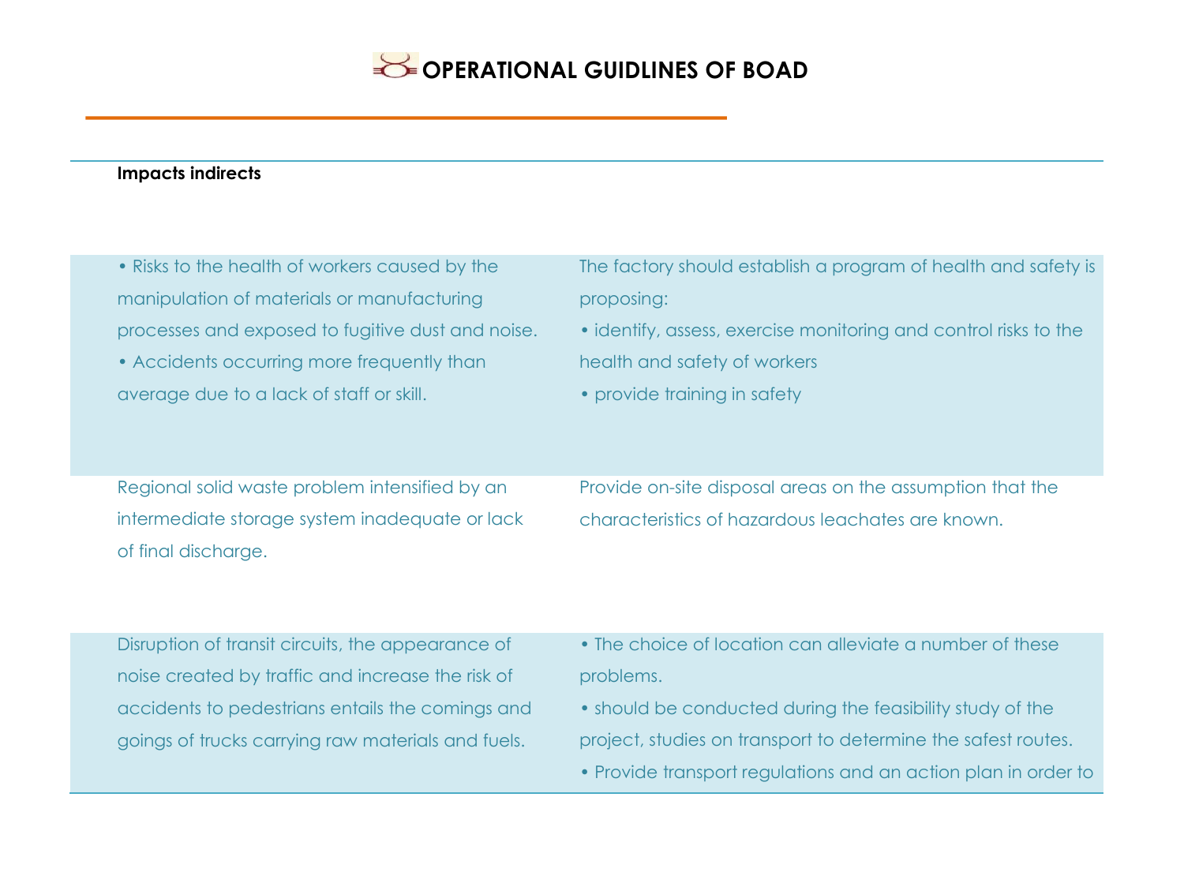**Impacts indirects**

| | |
|---|---|
| • Risks to the health of workers caused by the manipulation of materials or manufacturing processes and exposed to fugitive dust and noise.<br>• Accidents occurring more frequently than average due to a lack of staff or skill. | The factory should establish a program of health and safety is proposing:<br>• identify, assess, exercise monitoring and control risks to the health and safety of workers<br>• provide training in safety |
| Regional solid waste problem intensified by an intermediate storage system inadequate or lack of final discharge. | Provide on-site disposal areas on the assumption that the characteristics of hazardous leachates are known. |
| Disruption of transit circuits, the appearance of noise created by traffic and increase the risk of accidents to pedestrians entails the comings and goings of trucks carrying raw materials and fuels. | • The choice of location can alleviate a number of these problems.<br>• should be conducted during the feasibility study of the project, studies on transport to determine the safest routes.<br>• Provide transport regulations and an action plan in order to |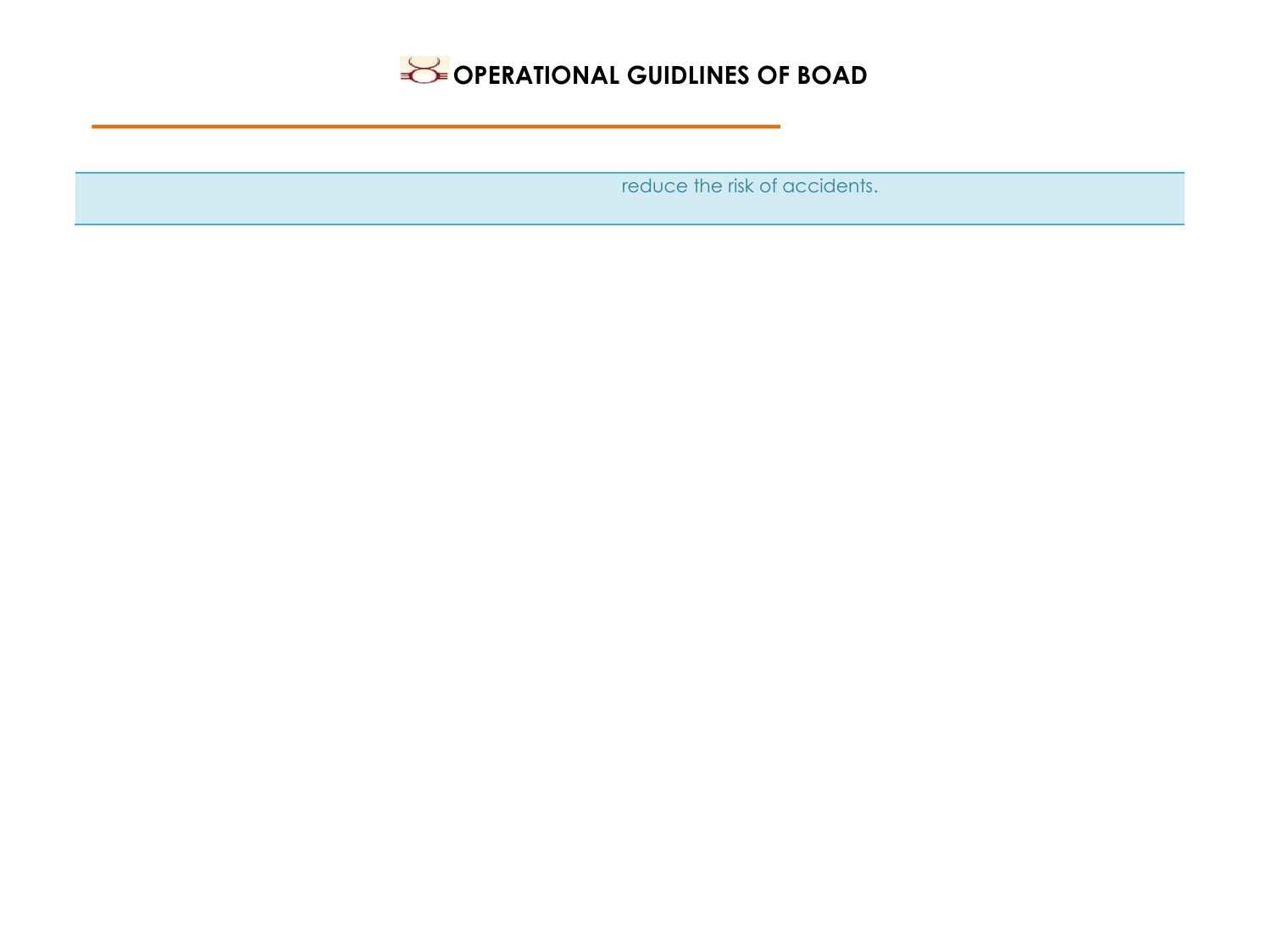| | |
|---|---|
| | reduce the risk of accidents. |